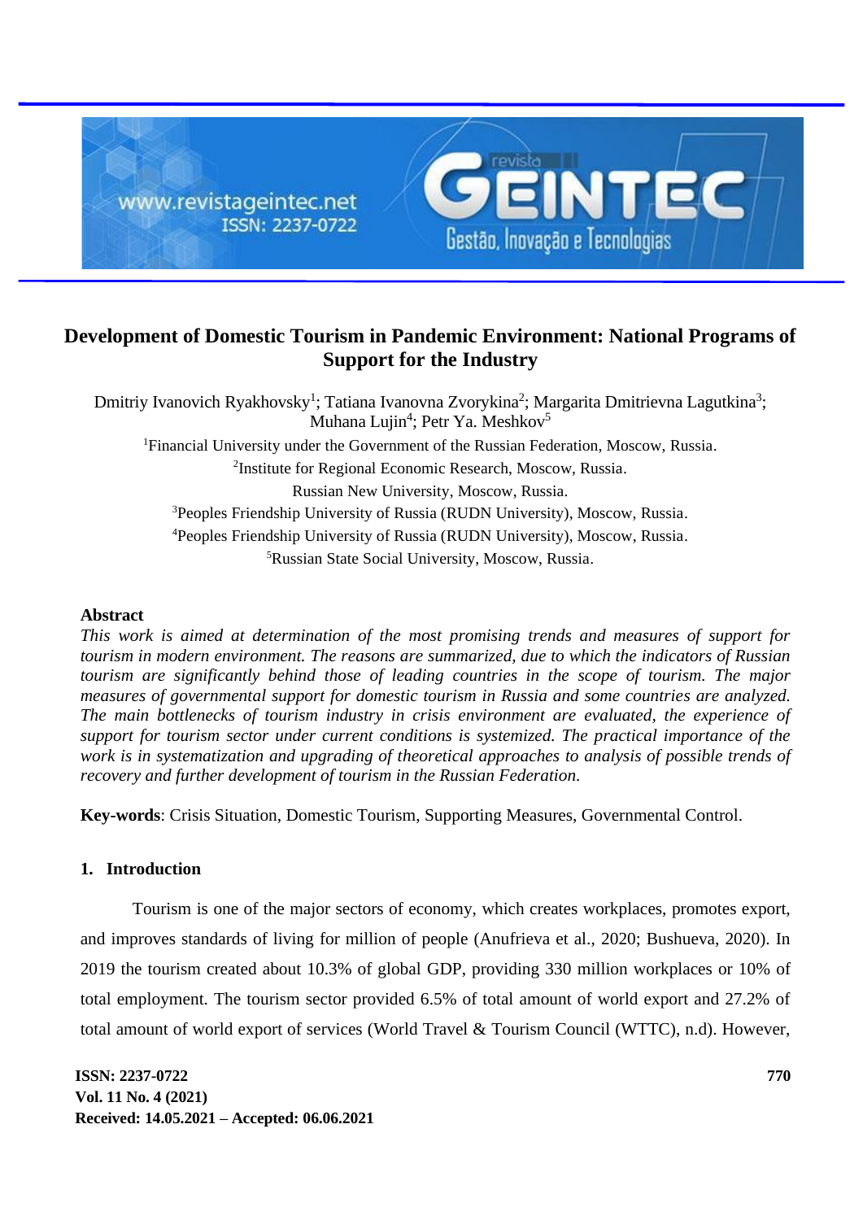# Development of Domestic Tourism in Pandemic Environment: National Programs of Support for the Industry

Dmitriy Ivanovich Ryakhovsky[1]; Tatiana Ivanovna Zvorykina[2]; Margarita Dmitrievna Lagutkina[3]; Muhana Lujin[4]; Petr Ya. Meshkov[5]

[1]Financial University under the Government of the Russian Federation, Moscow, Russia.

[2]Institute for Regional Economic Research, Moscow, Russia.

Russian New University, Moscow, Russia.

[3]Peoples Friendship University of Russia (RUDN University), Moscow, Russia.

[4]Peoples Friendship University of Russia (RUDN University), Moscow, Russia.

[5]Russian State Social University, Moscow, Russia.

## Abstract

*This work is aimed at determination of the most promising trends and measures of support for tourism in modern environment. The reasons are summarized, due to which the indicators of Russian tourism are significantly behind those of leading countries in the scope of tourism. The major measures of governmental support for domestic tourism in Russia and some countries are analyzed. The main bottlenecks of tourism industry in crisis environment are evaluated, the experience of support for tourism sector under current conditions is systemized. The practical importance of the work is in systematization and upgrading of theoretical approaches to analysis of possible trends of recovery and further development of tourism in the Russian Federation.*

**Key-words**: Crisis Situation, Domestic Tourism, Supporting Measures, Governmental Control.

## 1. Introduction

Tourism is one of the major sectors of economy, which creates workplaces, promotes export, and improves standards of living for million of people (Anufrieva et al., 2020; Bushueva, 2020). In 2019 the tourism created about 10.3% of global GDP, providing 330 million workplaces or 10% of total employment. The tourism sector provided 6.5% of total amount of world export and 27.2% of total amount of world export of services (World Travel & Tourism Council (WTTC), n.d). However,

Received: 14.05.2021 – Accepted: 06.06.2021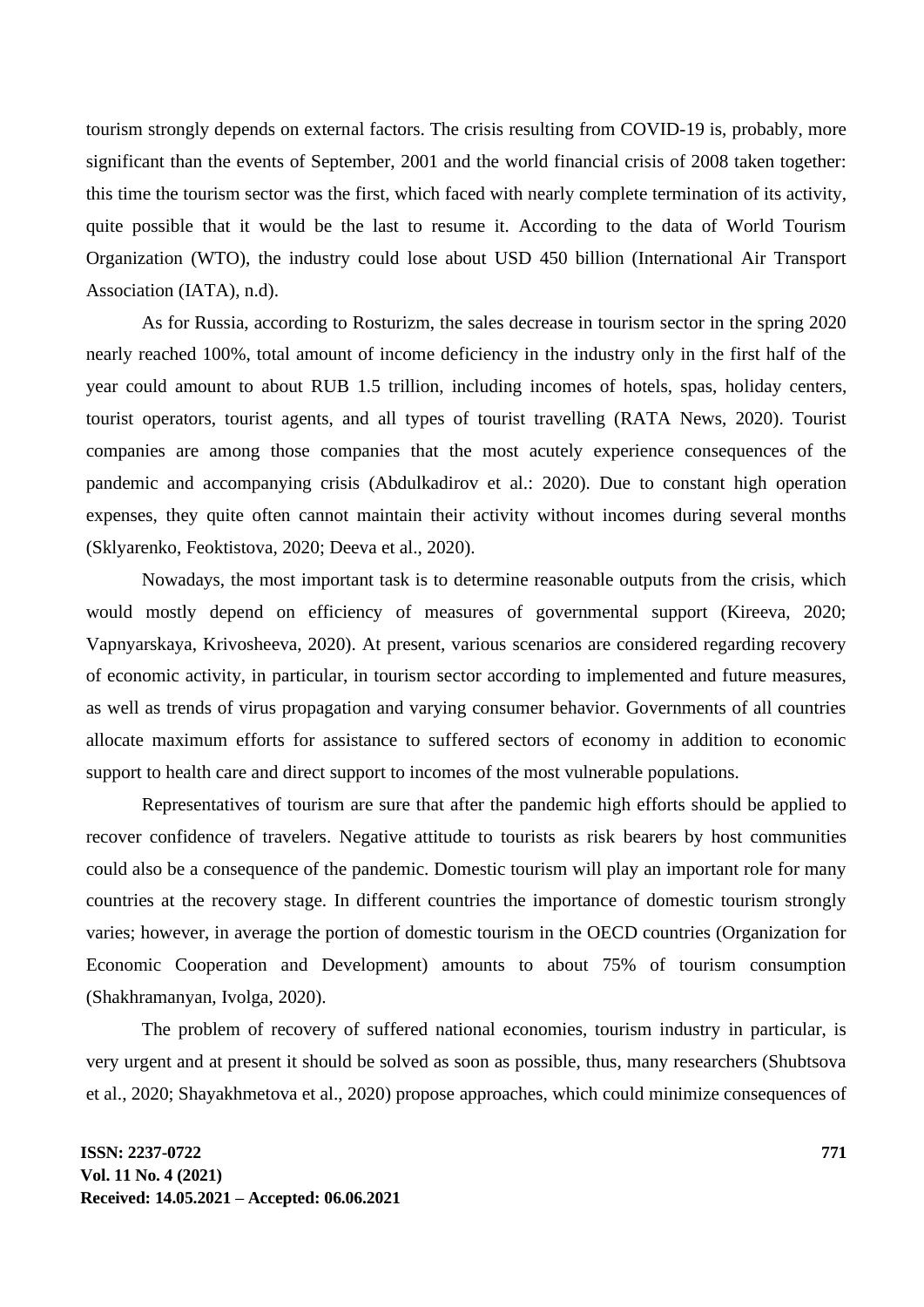tourism strongly depends on external factors. The crisis resulting from COVID-19 is, probably, more significant than the events of September, 2001 and the world financial crisis of 2008 taken together: this time the tourism sector was the first, which faced with nearly complete termination of its activity, quite possible that it would be the last to resume it. According to the data of World Tourism Organization (WTO), the industry could lose about USD 450 billion (International Air Transport Association (IATA), n.d).

As for Russia, according to Rosturizm, the sales decrease in tourism sector in the spring 2020 nearly reached 100%, total amount of income deficiency in the industry only in the first half of the year could amount to about RUB 1.5 trillion, including incomes of hotels, spas, holiday centers, tourist operators, tourist agents, and all types of tourist travelling (RATA News, 2020). Tourist companies are among those companies that the most acutely experience consequences of the pandemic and accompanying crisis (Abdulkadirov et al.: 2020). Due to constant high operation expenses, they quite often cannot maintain their activity without incomes during several months (Sklyarenko, Feoktistova, 2020; Deeva et al., 2020).

Nowadays, the most important task is to determine reasonable outputs from the crisis, which would mostly depend on efficiency of measures of governmental support (Kireeva, 2020; Vapnyarskaya, Krivosheeva, 2020). At present, various scenarios are considered regarding recovery of economic activity, in particular, in tourism sector according to implemented and future measures, as well as trends of virus propagation and varying consumer behavior. Governments of all countries allocate maximum efforts for assistance to suffered sectors of economy in addition to economic support to health care and direct support to incomes of the most vulnerable populations.

Representatives of tourism are sure that after the pandemic high efforts should be applied to recover confidence of travelers. Negative attitude to tourists as risk bearers by host communities could also be a consequence of the pandemic. Domestic tourism will play an important role for many countries at the recovery stage. In different countries the importance of domestic tourism strongly varies; however, in average the portion of domestic tourism in the OECD countries (Organization for Economic Cooperation and Development) amounts to about 75% of tourism consumption (Shakhramanyan, Ivolga, 2020).

The problem of recovery of suffered national economies, tourism industry in particular, is very urgent and at present it should be solved as soon as possible, thus, many researchers (Shubtsova et al., 2020; Shayakhmetova et al., 2020) propose approaches, which could minimize consequences of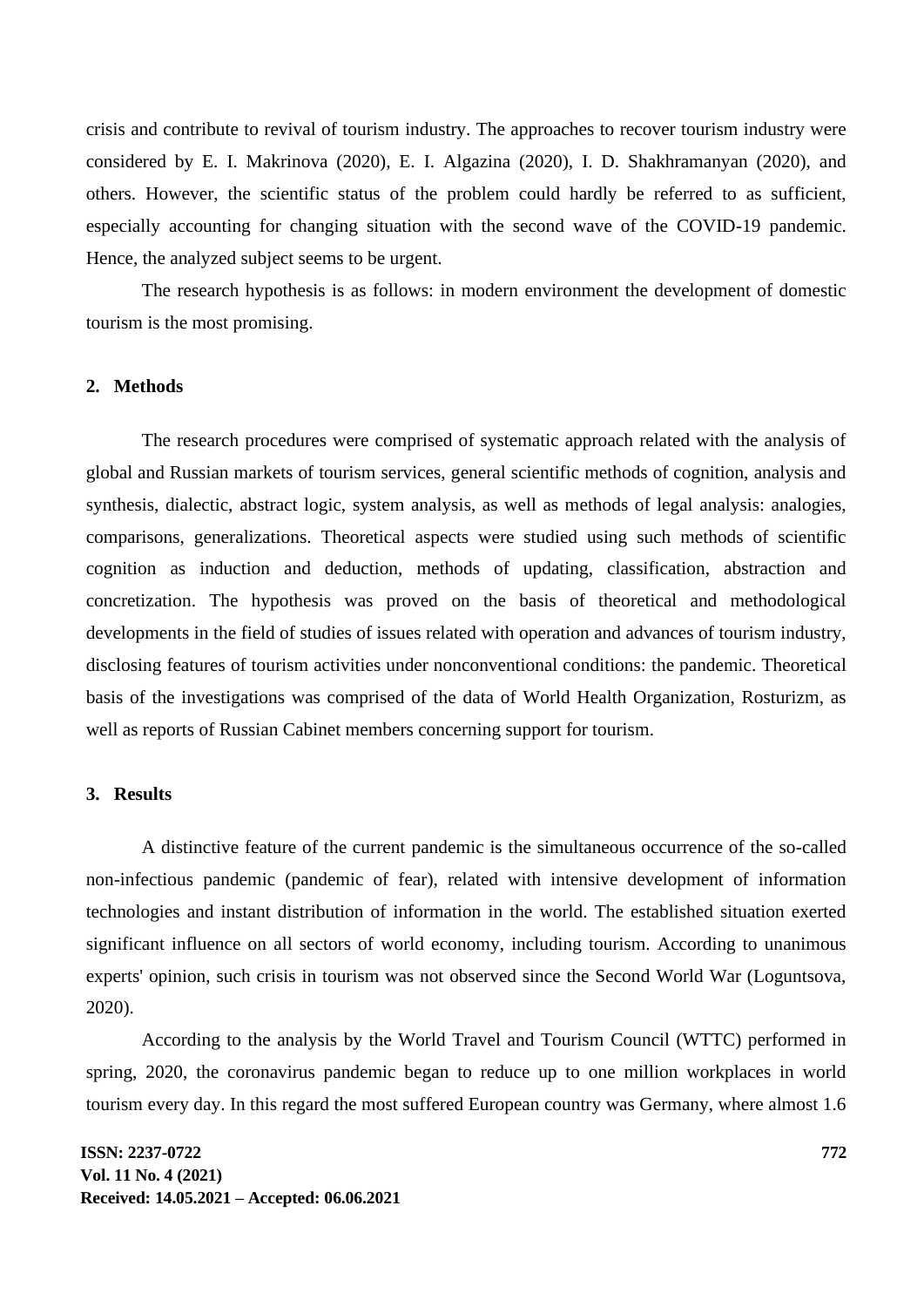crisis and contribute to revival of tourism industry. The approaches to recover tourism industry were considered by E. I. Makrinova (2020), E. I. Algazina (2020), I. D. Shakhramanyan (2020), and others. However, the scientific status of the problem could hardly be referred to as sufficient, especially accounting for changing situation with the second wave of the COVID-19 pandemic. Hence, the analyzed subject seems to be urgent.

The research hypothesis is as follows: in modern environment the development of domestic tourism is the most promising.

## 2. Methods

The research procedures were comprised of systematic approach related with the analysis of global and Russian markets of tourism services, general scientific methods of cognition, analysis and synthesis, dialectic, abstract logic, system analysis, as well as methods of legal analysis: analogies, comparisons, generalizations. Theoretical aspects were studied using such methods of scientific cognition as induction and deduction, methods of updating, classification, abstraction and concretization. The hypothesis was proved on the basis of theoretical and methodological developments in the field of studies of issues related with operation and advances of tourism industry, disclosing features of tourism activities under nonconventional conditions: the pandemic. Theoretical basis of the investigations was comprised of the data of World Health Organization, Rosturizm, as well as reports of Russian Cabinet members concerning support for tourism.

## 3. Results

A distinctive feature of the current pandemic is the simultaneous occurrence of the so-called non-infectious pandemic (pandemic of fear), related with intensive development of information technologies and instant distribution of information in the world. The established situation exerted significant influence on all sectors of world economy, including tourism. According to unanimous experts' opinion, such crisis in tourism was not observed since the Second World War (Loguntsova, 2020).

According to the analysis by the World Travel and Tourism Council (WTTC) performed in spring, 2020, the coronavirus pandemic began to reduce up to one million workplaces in world tourism every day. In this regard the most suffered European country was Germany, where almost 1.6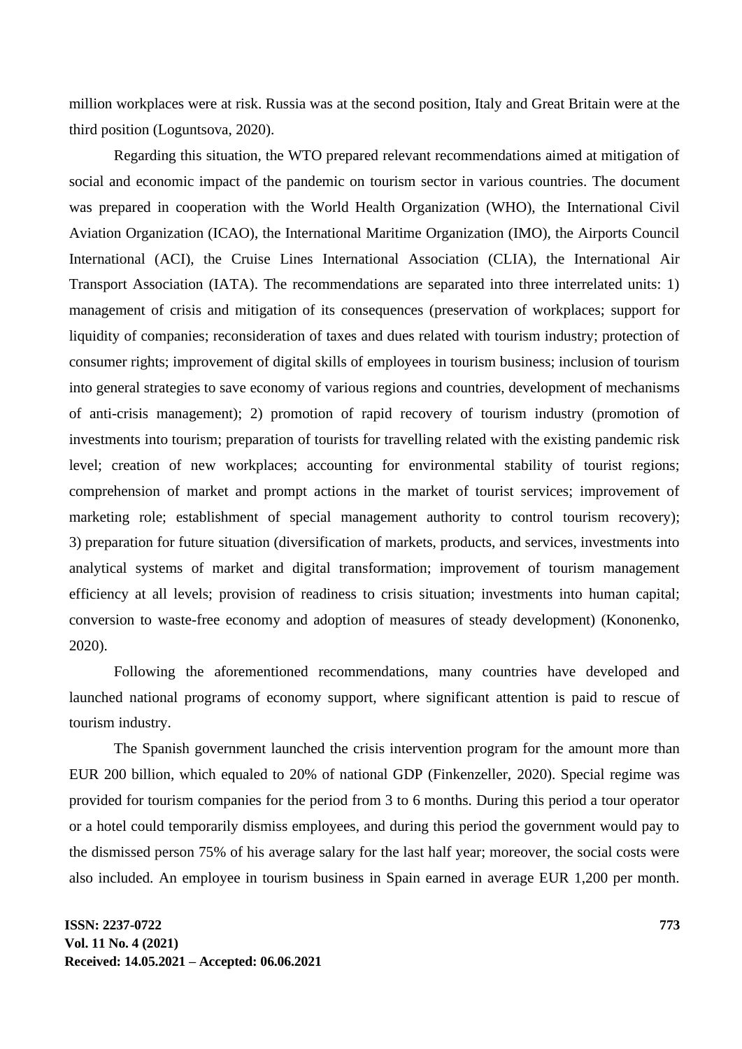million workplaces were at risk. Russia was at the second position, Italy and Great Britain were at the third position (Loguntsova, 2020).

Regarding this situation, the WTO prepared relevant recommendations aimed at mitigation of social and economic impact of the pandemic on tourism sector in various countries. The document was prepared in cooperation with the World Health Organization (WHO), the International Civil Aviation Organization (ICAO), the International Maritime Organization (IMO), the Airports Council International (ACI), the Cruise Lines International Association (CLIA), the International Air Transport Association (IATA). The recommendations are separated into three interrelated units: 1) management of crisis and mitigation of its consequences (preservation of workplaces; support for liquidity of companies; reconsideration of taxes and dues related with tourism industry; protection of consumer rights; improvement of digital skills of employees in tourism business; inclusion of tourism into general strategies to save economy of various regions and countries, development of mechanisms of anti-crisis management); 2) promotion of rapid recovery of tourism industry (promotion of investments into tourism; preparation of tourists for travelling related with the existing pandemic risk level; creation of new workplaces; accounting for environmental stability of tourist regions; comprehension of market and prompt actions in the market of tourist services; improvement of marketing role; establishment of special management authority to control tourism recovery); 3) preparation for future situation (diversification of markets, products, and services, investments into analytical systems of market and digital transformation; improvement of tourism management efficiency at all levels; provision of readiness to crisis situation; investments into human capital; conversion to waste-free economy and adoption of measures of steady development) (Kononenko, 2020).

Following the aforementioned recommendations, many countries have developed and launched national programs of economy support, where significant attention is paid to rescue of tourism industry.

The Spanish government launched the crisis intervention program for the amount more than EUR 200 billion, which equaled to 20% of national GDP (Finkenzeller, 2020). Special regime was provided for tourism companies for the period from 3 to 6 months. During this period a tour operator or a hotel could temporarily dismiss employees, and during this period the government would pay to the dismissed person 75% of his average salary for the last half year; moreover, the social costs were also included. An employee in tourism business in Spain earned in average EUR 1,200 per month.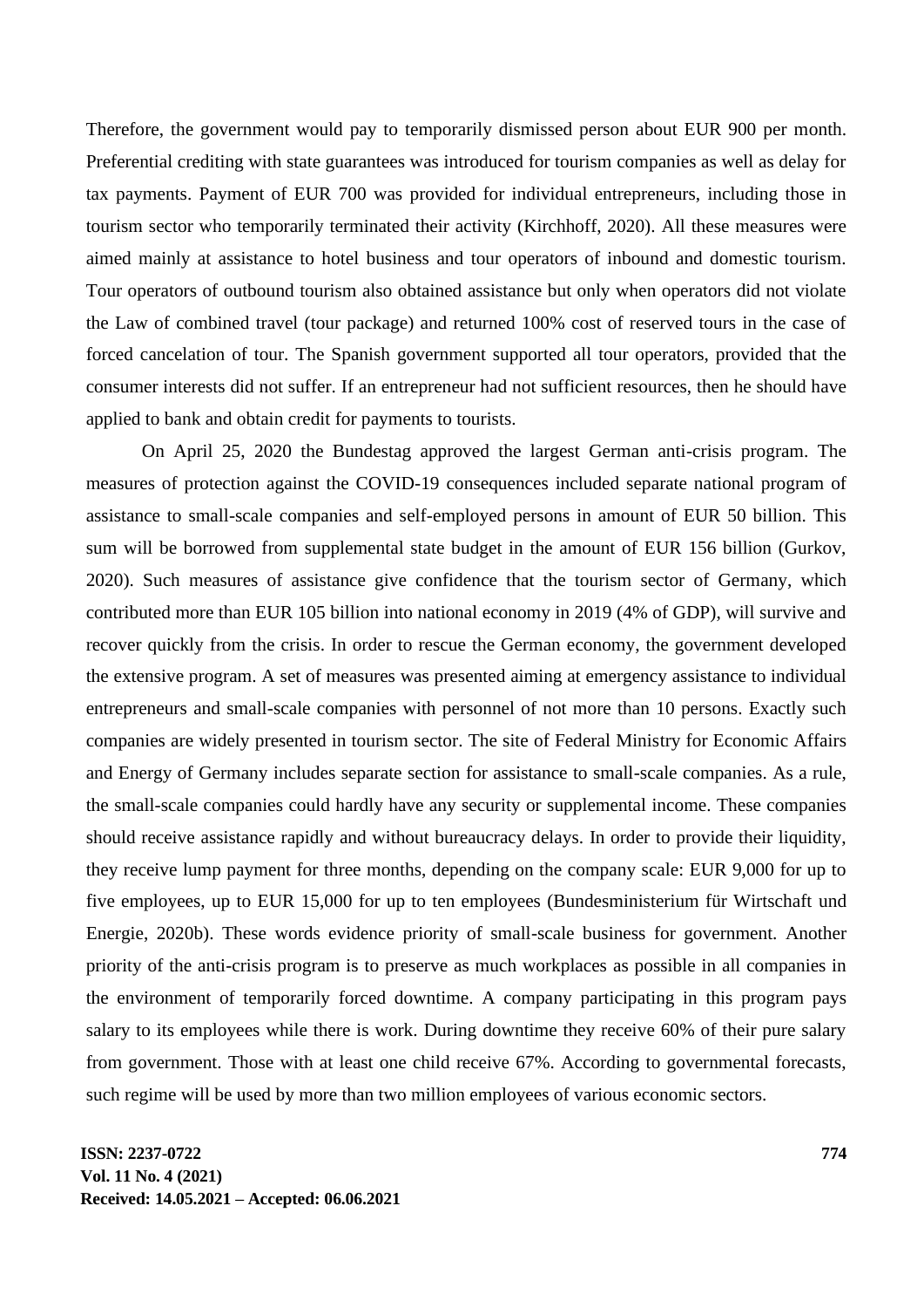Therefore, the government would pay to temporarily dismissed person about EUR 900 per month. Preferential crediting with state guarantees was introduced for tourism companies as well as delay for tax payments. Payment of EUR 700 was provided for individual entrepreneurs, including those in tourism sector who temporarily terminated their activity (Kirchhoff, 2020). All these measures were aimed mainly at assistance to hotel business and tour operators of inbound and domestic tourism. Tour operators of outbound tourism also obtained assistance but only when operators did not violate the Law of combined travel (tour package) and returned 100% cost of reserved tours in the case of forced cancelation of tour. The Spanish government supported all tour operators, provided that the consumer interests did not suffer. If an entrepreneur had not sufficient resources, then he should have applied to bank and obtain credit for payments to tourists.

On April 25, 2020 the Bundestag approved the largest German anti-crisis program. The measures of protection against the COVID-19 consequences included separate national program of assistance to small-scale companies and self-employed persons in amount of EUR 50 billion. This sum will be borrowed from supplemental state budget in the amount of EUR 156 billion (Gurkov, 2020). Such measures of assistance give confidence that the tourism sector of Germany, which contributed more than EUR 105 billion into national economy in 2019 (4% of GDP), will survive and recover quickly from the crisis. In order to rescue the German economy, the government developed the extensive program. A set of measures was presented aiming at emergency assistance to individual entrepreneurs and small-scale companies with personnel of not more than 10 persons. Exactly such companies are widely presented in tourism sector. The site of Federal Ministry for Economic Affairs and Energy of Germany includes separate section for assistance to small-scale companies. As a rule, the small-scale companies could hardly have any security or supplemental income. These companies should receive assistance rapidly and without bureaucracy delays. In order to provide their liquidity, they receive lump payment for three months, depending on the company scale: EUR 9,000 for up to five employees, up to EUR 15,000 for up to ten employees (Bundesministerium für Wirtschaft und Energie, 2020b). These words evidence priority of small-scale business for government. Another priority of the anti-crisis program is to preserve as much workplaces as possible in all companies in the environment of temporarily forced downtime. A company participating in this program pays salary to its employees while there is work. During downtime they receive 60% of their pure salary from government. Those with at least one child receive 67%. According to governmental forecasts, such regime will be used by more than two million employees of various economic sectors.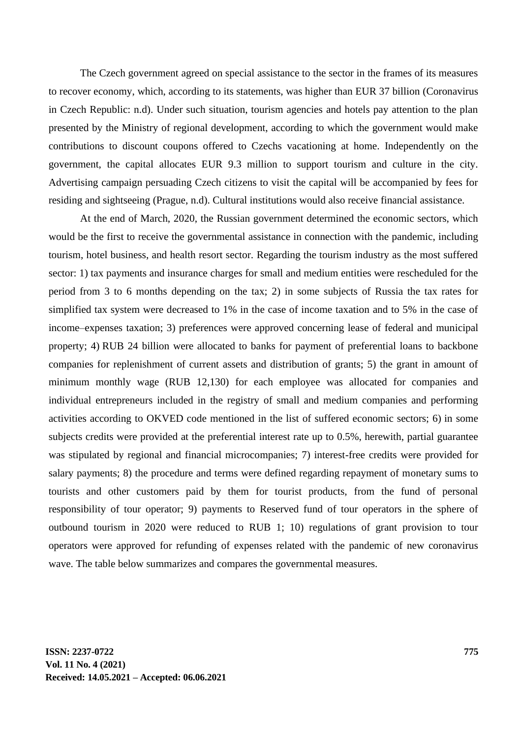The Czech government agreed on special assistance to the sector in the frames of its measures to recover economy, which, according to its statements, was higher than EUR 37 billion (Coronavirus in Czech Republic: n.d). Under such situation, tourism agencies and hotels pay attention to the plan presented by the Ministry of regional development, according to which the government would make contributions to discount coupons offered to Czechs vacationing at home. Independently on the government, the capital allocates EUR 9.3 million to support tourism and culture in the city. Advertising campaign persuading Czech citizens to visit the capital will be accompanied by fees for residing and sightseeing (Prague, n.d). Cultural institutions would also receive financial assistance.

At the end of March, 2020, the Russian government determined the economic sectors, which would be the first to receive the governmental assistance in connection with the pandemic, including tourism, hotel business, and health resort sector. Regarding the tourism industry as the most suffered sector: 1) tax payments and insurance charges for small and medium entities were rescheduled for the period from 3 to 6 months depending on the tax; 2) in some subjects of Russia the tax rates for simplified tax system were decreased to 1% in the case of income taxation and to 5% in the case of income–expenses taxation; 3) preferences were approved concerning lease of federal and municipal property; 4) RUB 24 billion were allocated to banks for payment of preferential loans to backbone companies for replenishment of current assets and distribution of grants; 5) the grant in amount of minimum monthly wage (RUB 12,130) for each employee was allocated for companies and individual entrepreneurs included in the registry of small and medium companies and performing activities according to OKVED code mentioned in the list of suffered economic sectors; 6) in some subjects credits were provided at the preferential interest rate up to 0.5%, herewith, partial guarantee was stipulated by regional and financial microcompanies; 7) interest-free credits were provided for salary payments; 8) the procedure and terms were defined regarding repayment of monetary sums to tourists and other customers paid by them for tourist products, from the fund of personal responsibility of tour operator; 9) payments to Reserved fund of tour operators in the sphere of outbound tourism in 2020 were reduced to RUB 1; 10) regulations of grant provision to tour operators were approved for refunding of expenses related with the pandemic of new coronavirus wave. The table below summarizes and compares the governmental measures.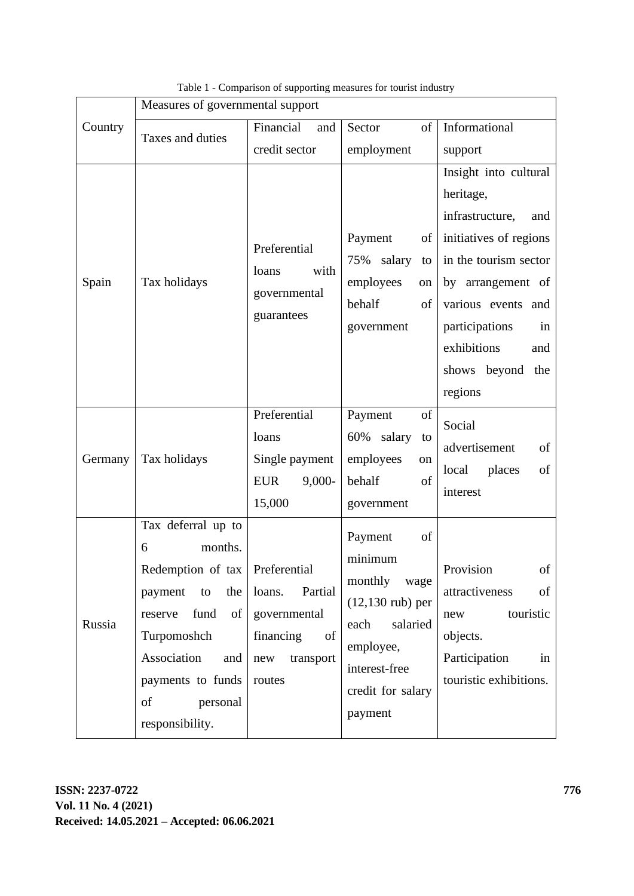Table 1 - Comparison of supporting measures for tourist industry

| Country | Measures of governmental support | | | |
|---|---|---|---|---|
| | Taxes and duties | Financial and credit sector | Sector of employment | Informational support |
| Spain | Tax holidays | Preferential loans with governmental guarantees | Payment of 75% salary to employees on behalf of government | Insight into cultural heritage, infrastructure, and initiatives of regions in the tourism sector by arrangement of various events and participations in exhibitions and shows beyond the regions |
| Germany | Tax holidays | Preferential loans Single payment EUR 9,000-15,000 | Payment of 60% salary to employees on behalf of government | Social advertisement of local places of interest |
| Russia | Tax deferral up to 6 months. Redemption of tax payment to the reserve fund of Turpomoshch Association and payments to funds of personal responsibility. | Preferential loans. Partial governmental financing of new transport routes | Payment of minimum monthly wage (12,130 rub) per each salaried employee, interest-free credit for salary payment | Provision of attractiveness of new touristic objects. Participation in touristic exhibitions. |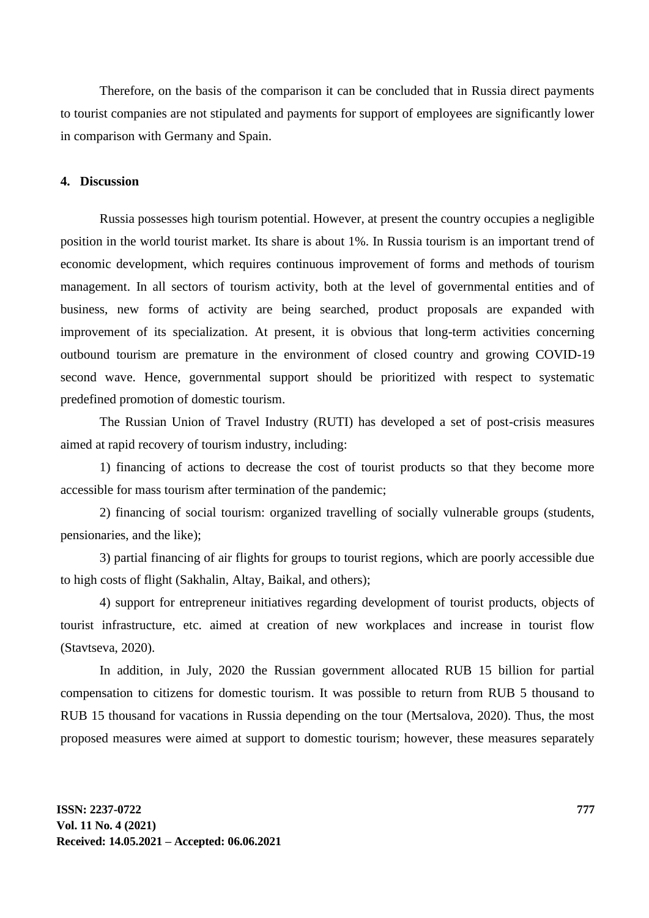Therefore, on the basis of the comparison it can be concluded that in Russia direct payments to tourist companies are not stipulated and payments for support of employees are significantly lower in comparison with Germany and Spain.

## 4. Discussion

Russia possesses high tourism potential. However, at present the country occupies a negligible position in the world tourist market. Its share is about 1%. In Russia tourism is an important trend of economic development, which requires continuous improvement of forms and methods of tourism management. In all sectors of tourism activity, both at the level of governmental entities and of business, new forms of activity are being searched, product proposals are expanded with improvement of its specialization. At present, it is obvious that long-term activities concerning outbound tourism are premature in the environment of closed country and growing COVID-19 second wave. Hence, governmental support should be prioritized with respect to systematic predefined promotion of domestic tourism.

The Russian Union of Travel Industry (RUTI) has developed a set of post-crisis measures aimed at rapid recovery of tourism industry, including:

1) financing of actions to decrease the cost of tourist products so that they become more accessible for mass tourism after termination of the pandemic;

2) financing of social tourism: organized travelling of socially vulnerable groups (students, pensionaries, and the like);

3) partial financing of air flights for groups to tourist regions, which are poorly accessible due to high costs of flight (Sakhalin, Altay, Baikal, and others);

4) support for entrepreneur initiatives regarding development of tourist products, objects of tourist infrastructure, etc. aimed at creation of new workplaces and increase in tourist flow (Stavtseva, 2020).

In addition, in July, 2020 the Russian government allocated RUB 15 billion for partial compensation to citizens for domestic tourism. It was possible to return from RUB 5 thousand to RUB 15 thousand for vacations in Russia depending on the tour (Mertsalova, 2020). Thus, the most proposed measures were aimed at support to domestic tourism; however, these measures separately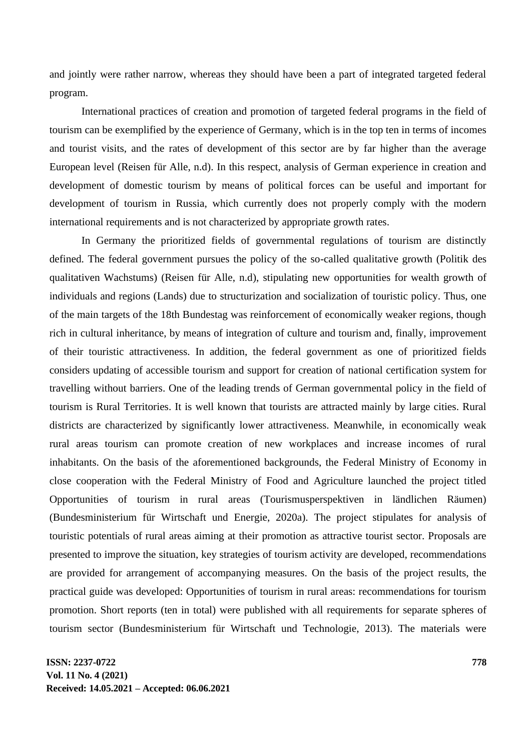and jointly were rather narrow, whereas they should have been a part of integrated targeted federal program.

International practices of creation and promotion of targeted federal programs in the field of tourism can be exemplified by the experience of Germany, which is in the top ten in terms of incomes and tourist visits, and the rates of development of this sector are by far higher than the average European level (Reisen für Alle, n.d). In this respect, analysis of German experience in creation and development of domestic tourism by means of political forces can be useful and important for development of tourism in Russia, which currently does not properly comply with the modern international requirements and is not characterized by appropriate growth rates.

In Germany the prioritized fields of governmental regulations of tourism are distinctly defined. The federal government pursues the policy of the so-called qualitative growth (Politik des qualitativen Wachstums) (Reisen für Alle, n.d), stipulating new opportunities for wealth growth of individuals and regions (Lands) due to structurization and socialization of touristic policy. Thus, one of the main targets of the 18th Bundestag was reinforcement of economically weaker regions, though rich in cultural inheritance, by means of integration of culture and tourism and, finally, improvement of their touristic attractiveness. In addition, the federal government as one of prioritized fields considers updating of accessible tourism and support for creation of national certification system for travelling without barriers. One of the leading trends of German governmental policy in the field of tourism is Rural Territories. It is well known that tourists are attracted mainly by large cities. Rural districts are characterized by significantly lower attractiveness. Meanwhile, in economically weak rural areas tourism can promote creation of new workplaces and increase incomes of rural inhabitants. On the basis of the aforementioned backgrounds, the Federal Ministry of Economy in close cooperation with the Federal Ministry of Food and Agriculture launched the project titled Opportunities of tourism in rural areas (Tourismusperspektiven in ländlichen Räumen) (Bundesministerium für Wirtschaft und Energie, 2020a). The project stipulates for analysis of touristic potentials of rural areas aiming at their promotion as attractive tourist sector. Proposals are presented to improve the situation, key strategies of tourism activity are developed, recommendations are provided for arrangement of accompanying measures. On the basis of the project results, the practical guide was developed: Opportunities of tourism in rural areas: recommendations for tourism promotion. Short reports (ten in total) were published with all requirements for separate spheres of tourism sector (Bundesministerium für Wirtschaft und Technologie, 2013). The materials were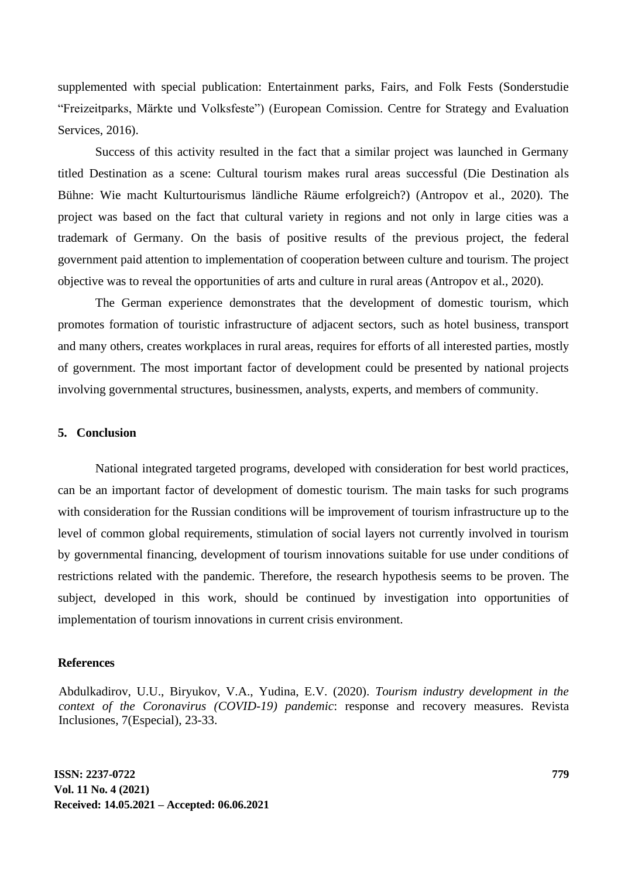supplemented with special publication: Entertainment parks, Fairs, and Folk Fests (Sonderstudie "Freizeitparks, Märkte und Volksfeste") (European Comission. Centre for Strategy and Evaluation Services, 2016).

Success of this activity resulted in the fact that a similar project was launched in Germany titled Destination as a scene: Cultural tourism makes rural areas successful (Die Destination als Bühne: Wie macht Kulturtourismus ländliche Räume erfolgreich?) (Antropov et al., 2020). The project was based on the fact that cultural variety in regions and not only in large cities was a trademark of Germany. On the basis of positive results of the previous project, the federal government paid attention to implementation of cooperation between culture and tourism. The project objective was to reveal the opportunities of arts and culture in rural areas (Antropov et al., 2020).

The German experience demonstrates that the development of domestic tourism, which promotes formation of touristic infrastructure of adjacent sectors, such as hotel business, transport and many others, creates workplaces in rural areas, requires for efforts of all interested parties, mostly of government. The most important factor of development could be presented by national projects involving governmental structures, businessmen, analysts, experts, and members of community.

## 5. Conclusion

National integrated targeted programs, developed with consideration for best world practices, can be an important factor of development of domestic tourism. The main tasks for such programs with consideration for the Russian conditions will be improvement of tourism infrastructure up to the level of common global requirements, stimulation of social layers not currently involved in tourism by governmental financing, development of tourism innovations suitable for use under conditions of restrictions related with the pandemic. Therefore, the research hypothesis seems to be proven. The subject, developed in this work, should be continued by investigation into opportunities of implementation of tourism innovations in current crisis environment.

## References

Abdulkadirov, U.U., Biryukov, V.A., Yudina, E.V. (2020). *Tourism industry development in the context of the Coronavirus (COVID-19) pandemic*: response and recovery measures. Revista Inclusiones, 7(Especial), 23-33.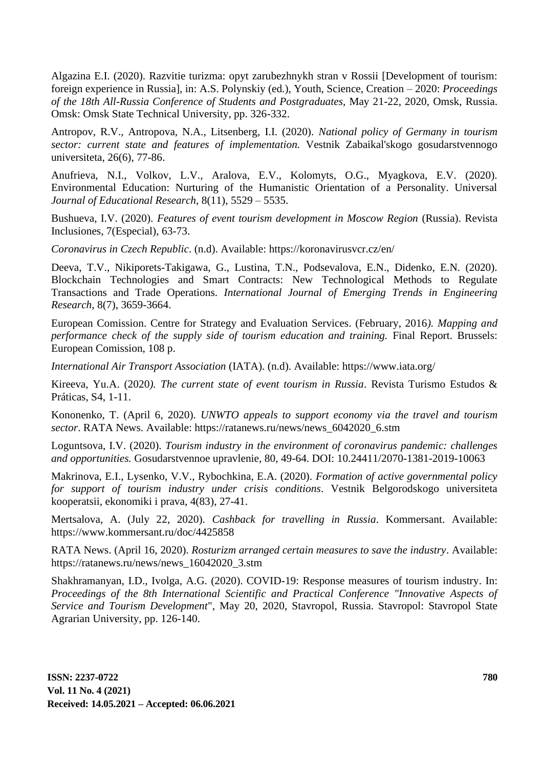Algazina E.I. (2020). Razvitie turizma: opyt zarubezhnykh stran v Rossii [Development of tourism: foreign experience in Russia], in: A.S. Polynskiy (ed.), Youth, Science, Creation – 2020: *Proceedings of the 18th All-Russia Conference of Students and Postgraduates*, May 21-22, 2020, Omsk, Russia. Omsk: Omsk State Technical University, pp. 326-332.

Antropov, R.V., Antropova, N.A., Litsenberg, I.I. (2020). *National policy of Germany in tourism sector: current state and features of implementation.* Vestnik Zabaikal'skogo gosudarstvennogo universiteta, 26(6), 77-86.

Anufrieva, N.I., Volkov, L.V., Aralova, E.V., Kolomyts, O.G., Myagkova, E.V. (2020). Environmental Education: Nurturing of the Humanistic Orientation of a Personality. Universal *Journal of Educational Research*, 8(11), 5529 – 5535.

Bushueva, I.V. (2020). *Features of event tourism development in Moscow Region* (Russia). Revista Inclusiones, 7(Especial), 63-73.

*Coronavirus in Czech Republic*. (n.d). Available: https://koronavirusvcr.cz/en/

Deeva, T.V., Nikiporets-Takigawa, G., Lustina, T.N., Podsevalova, E.N., Didenko, E.N. (2020). Blockchain Technologies and Smart Contracts: New Technological Methods to Regulate Transactions and Trade Operations. *International Journal of Emerging Trends in Engineering Research*, 8(7), 3659-3664.

European Comission. Centre for Strategy and Evaluation Services. (February, 2016*). Mapping and performance check of the supply side of tourism education and training.* Final Report. Brussels: European Comission, 108 p.

*International Air Transport Association* (IATA). (n.d). Available: https://www.iata.org/

Kireeva, Yu.A. (2020*). The current state of event tourism in Russia*. Revista Turismo Estudos & Práticas, S4, 1-11.

Kononenko, T. (April 6, 2020). *UNWTO appeals to support economy via the travel and tourism sector*. RATA News. Available: https://ratanews.ru/news/news_6042020_6.stm

Loguntsova, I.V. (2020). *Tourism industry in the environment of coronavirus pandemic: challenges and opportunities.* Gosudarstvennoe upravlenie, 80, 49-64. DOI: 10.24411/2070-1381-2019-10063

Makrinova, E.I., Lysenko, V.V., Rybochkina, E.A. (2020). *Formation of active governmental policy for support of tourism industry under crisis conditions*. Vestnik Belgorodskogo universiteta kooperatsii, ekonomiki i prava, 4(83), 27-41.

Mertsalova, A. (July 22, 2020). *Cashback for travelling in Russia*. Kommersant. Available: https://www.kommersant.ru/doc/4425858

RATA News. (April 16, 2020). *Rosturizm arranged certain measures to save the industry*. Available: https://ratanews.ru/news/news_16042020_3.stm

Shakhramanyan, I.D., Ivolga, A.G. (2020). COVID-19: Response measures of tourism industry. In: *Proceedings of the 8th International Scientific and Practical Conference "Innovative Aspects of Service and Tourism Development*", May 20, 2020, Stavropol, Russia. Stavropol: Stavropol State Agrarian University, pp. 126-140.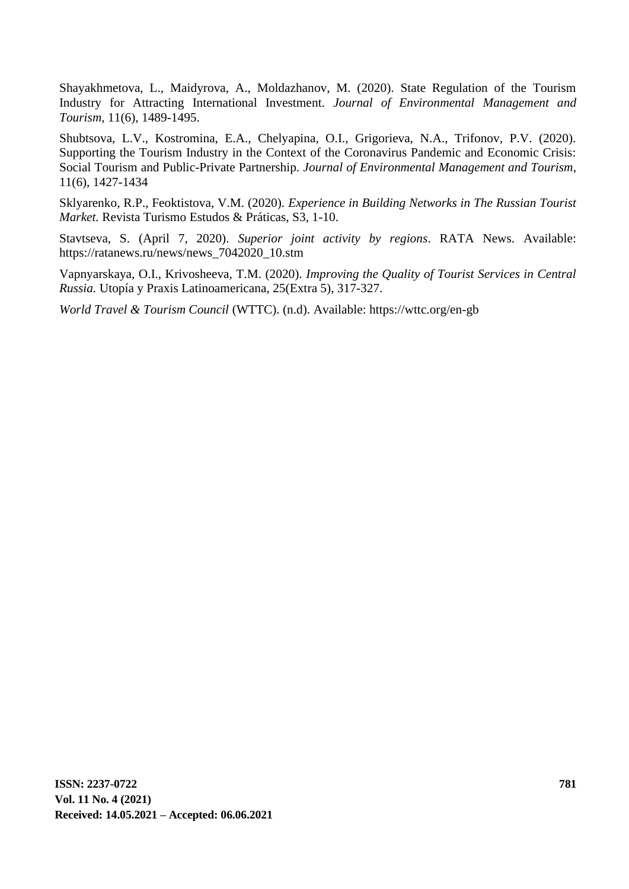Shayakhmetova, L., Maidyrova, A., Moldazhanov, M. (2020). State Regulation of the Tourism Industry for Attracting International Investment. *Journal of Environmental Management and Tourism*, 11(6), 1489-1495.

Shubtsova, L.V., Kostromina, E.A., Chelyapina, O.I., Grigorieva, N.A., Trifonov, P.V. (2020). Supporting the Tourism Industry in the Context of the Coronavirus Pandemic and Economic Crisis: Social Tourism and Public-Private Partnership. *Journal of Environmental Management and Tourism*, 11(6), 1427-1434

Sklyarenko, R.P., Feoktistova, V.M. (2020). *Experience in Building Networks in The Russian Tourist Market.* Revista Turismo Estudos & Práticas, S3, 1-10.

Stavtseva, S. (April 7, 2020). *Superior joint activity by regions*. RATA News. Available: https://ratanews.ru/news/news_7042020_10.stm

Vapnyarskaya, O.I., Krivosheeva, T.M. (2020). *Improving the Quality of Tourist Services in Central Russia.* Utopía y Praxis Latinoamericana, 25(Extra 5), 317-327.

*World Travel & Tourism Council* (WTTC). (n.d). Available: https://wttc.org/en-gb